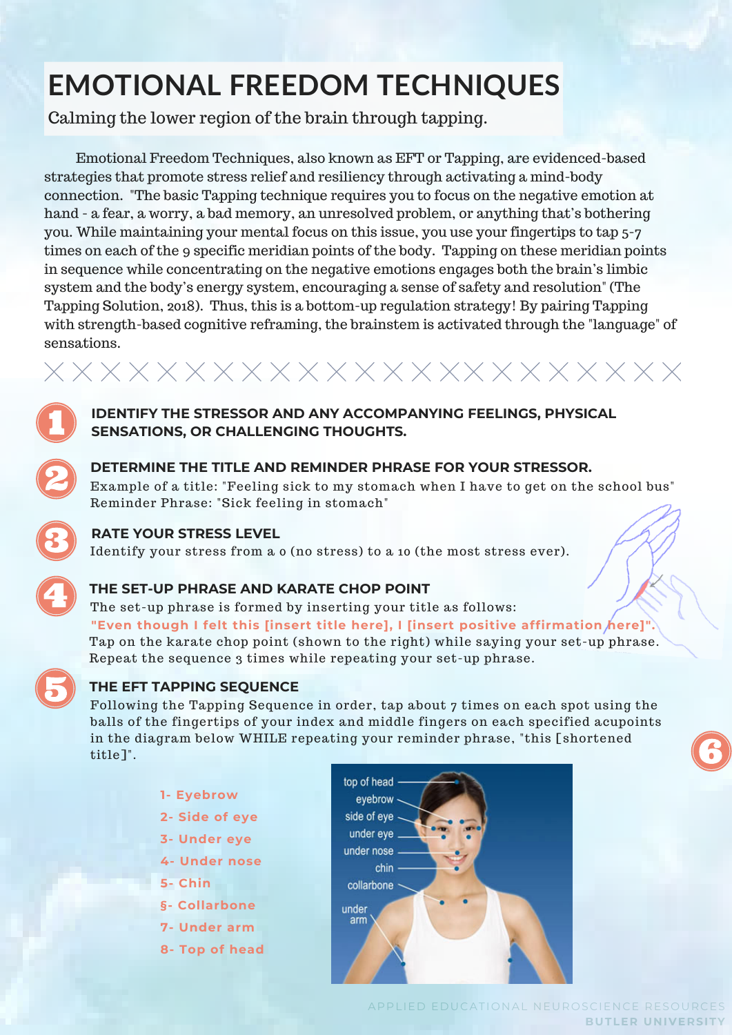# EMOTIONAL FREEDOM TECHNIQUES

Calming the lower region of the brain through tapping.

Emotional Freedom Techniques, also known as EFT or Tapping, are evidenced-based strategies that promote stress relief and resiliency through activating a mind-body connection. "The basic Tapping technique requires you to focus on the negative emotion at hand - a fear, a worry, a bad memory, an unresolved problem, or anything that's bothering you. While maintaining your mental focus on this issue, you use your fingertips to tap 5-7 times on each of the 9 specific meridian points of the body. Tapping on these meridian points in sequence while concentrating on the negative emotions engages both the brain's limbic system and the body's energy system, encouraging a sense of safety and resolution" (The Tapping Solution, 2018). Thus, this is a bottom-up regulation strategy! By pairing Tapping with strength-based cognitive reframing, the brainstem is activated through the "language" of sensations.

## 1 IDENTIFY THE STRESSOR AND ANY ACCOMPANYING FEELINGS, PHYSICAL SENSATIONS, OR CHALLENGING THOUGHTS.

## 2 DETERMINE THE TITLE AND REMINDER PHRASE FOR YOUR STRESSOR.

Example of a title: "Feeling sick to my stomach when I have to get on the school bus"
Reminder Phrase: "Sick feeling in stomach"

## 3 RATE YOUR STRESS LEVEL

Identify your stress from a 0 (no stress) to a 10 (the most stress ever).

## 4 THE SET-UP PHRASE AND KARATE CHOP POINT

The set-up phrase is formed by inserting your title as follows:
**"Even though I felt this [insert title here], I [insert positive affirmation here]".**
Tap on the karate chop point (shown to the right) while saying your set-up phrase. Repeat the sequence 3 times while repeating your set-up phrase.

## 5 THE EFT TAPPING SEQUENCE

Following the Tapping Sequence in order, tap about 7 times on each spot using the balls of the fingertips of your index and middle fingers on each specified acupoints in the diagram below WHILE repeating your reminder phrase, "this [shortened title]".

1- Eyebrow
2- Side of eye
3- Under eye
4- Under nose
5- Chin
§- Collarbone
7- Under arm
8- Top of head

top of head
eyebrow
side of eye
under eye
under nose
chin
collarbone
under arm

6

APPLIED EDUCATIONAL NEUROSCIENCE RESOURCES
BUTLER UNIVERSITY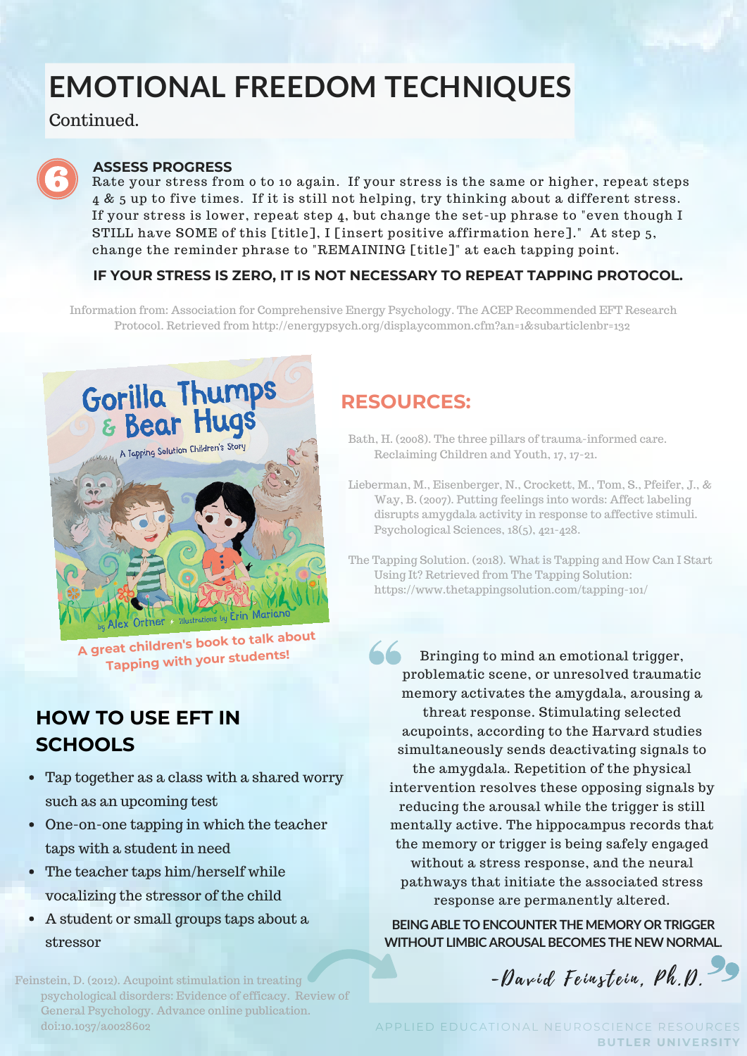# EMOTIONAL FREEDOM TECHNIQUES

Continued.

### 6 ASSESS PROGRESS

Rate your stress from 0 to 10 again. If your stress is the same or higher, repeat steps 4 & 5 up to five times. If it is still not helping, try thinking about a different stress. If your stress is lower, repeat step 4, but change the set-up phrase to "even though I STILL have SOME of this [title], I [insert positive affirmation here]." At step 5, change the reminder phrase to "REMAINING [title]" at each tapping point.

**IF YOUR STRESS IS ZERO, IT IS NOT NECESSARY TO REPEAT TAPPING PROTOCOL.**

Information from: Association for Comprehensive Energy Psychology. The ACEP Recommended EFT Research Protocol. Retrieved from http://energypsych.org/displaycommon.cfm?an=1&subarticlenbr=132

Gorilla Thumps & Bear Hugs — A Tapping Solution Children's Story — by Alex Ortner, Illustrations by Erin Mariano

A great children's book to talk about Tapping with your students!

## RESOURCES:

Bath, H. (2008). The three pillars of trauma-informed care. Reclaiming Children and Youth, 17, 17-21.

Lieberman, M., Eisenberger, N., Crockett, M., Tom, S., Pfeifer, J., & Way, B. (2007). Putting feelings into words: Affect labeling disrupts amygdala activity in response to affective stimuli. Psychological Sciences, 18(5), 421-428.

The Tapping Solution. (2018). What is Tapping and How Can I Start Using It? Retrieved from The Tapping Solution: https://www.thetappingsolution.com/tapping-101/

## HOW TO USE EFT IN SCHOOLS

- Tap together as a class with a shared worry such as an upcoming test
- One-on-one tapping in which the teacher taps with a student in need
- The teacher taps him/herself while vocalizing the stressor of the child
- A student or small groups taps about a stressor

> Bringing to mind an emotional trigger, problematic scene, or unresolved traumatic memory activates the amygdala, arousing a threat response. Stimulating selected acupoints, according to the Harvard studies simultaneously sends deactivating signals to the amygdala. Repetition of the physical intervention resolves these opposing signals by reducing the arousal while the trigger is still mentally active. The hippocampus records that the memory or trigger is being safely engaged without a stress response, and the neural pathways that initiate the associated stress response are permanently altered.
>
> **BEING ABLE TO ENCOUNTER THE MEMORY OR TRIGGER WITHOUT LIMBIC AROUSAL BECOMES THE NEW NORMAL.**
>
> -David Feinstein, Ph.D.

Feinstein, D. (2012). Acupoint stimulation in treating psychological disorders: Evidence of efficacy. Review of General Psychology. Advance online publication. doi:10.1037/a0028602

APPLIED EDUCATIONAL NEUROSCIENCE RESOURCES
BUTLER UNIVERSITY